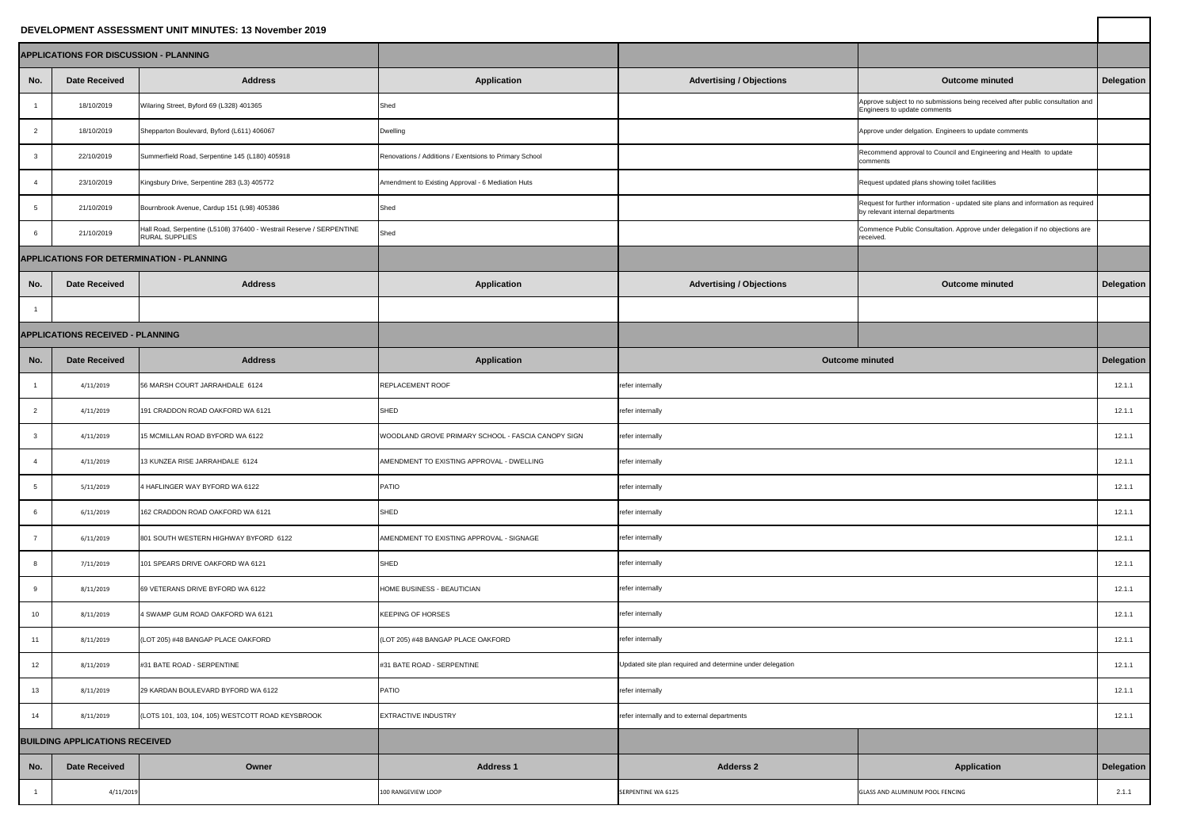# DEVELOPMENT ASSESSMENT UNIT MINUTES: 13 November 2019

## APPLICATIONS FOR DISCUSSION - PLANNING

| No. | Date Received | Address | Application | Advertising / Objections | Outcome minuted | Delegation |
|---|---|---|---|---|---|---|
| 1 | 18/10/2019 | Wilaring Street, Byford 69 (L328) 401365 | Shed | | Approve subject to no submissions being received after public consultation and Engineers to update comments | |
| 2 | 18/10/2019 | Shepparton Boulevard, Byford (L611) 406067 | Dwelling | | Approve under delgation. Engineers to update comments | |
| 3 | 22/10/2019 | Summerfield Road, Serpentine 145 (L180) 405918 | Renovations / Additions / Exentsions to Primary School | | Recommend approval to Council and Engineering and Health to update comments | |
| 4 | 23/10/2019 | Kingsbury Drive, Serpentine 283 (L3) 405772 | Amendment to Existing Approval - 6 Mediation Huts | | Request updated plans showing toilet facilities | |
| 5 | 21/10/2019 | Bournbrook Avenue, Cardup 151 (L98) 405386 | Shed | | Request for further information - updated site plans and information as required by relevant internal departments | |
| 6 | 21/10/2019 | Hall Road, Serpentine (L5108) 376400 - Westrail Reserve / SERPENTINE RURAL SUPPLIES | Shed | | Commence Public Consultation. Approve under delegation if no objections are received. | |

## APPLICATIONS FOR DETERMINATION - PLANNING

| No. | Date Received | Address | Application | Advertising / Objections | Outcome minuted | Delegation |
|---|---|---|---|---|---|---|
| 1 | | | | | | |

## APPLICATIONS RECEIVED - PLANNING

| No. | Date Received | Address | Application | Outcome minuted | Delegation |
|---|---|---|---|---|---|
| 1 | 4/11/2019 | 56 MARSH COURT JARRAHDALE 6124 | REPLACEMENT ROOF | refer internally | 12.1.1 |
| 2 | 4/11/2019 | 191 CRADDON ROAD OAKFORD WA 6121 | SHED | refer internally | 12.1.1 |
| 3 | 4/11/2019 | 15 MCMILLAN ROAD BYFORD WA 6122 | WOODLAND GROVE PRIMARY SCHOOL - FASCIA CANOPY SIGN | refer internally | 12.1.1 |
| 4 | 4/11/2019 | 13 KUNZEA RISE JARRAHDALE 6124 | AMENDMENT TO EXISTING APPROVAL - DWELLING | refer internally | 12.1.1 |
| 5 | 5/11/2019 | 4 HAFLINGER WAY BYFORD WA 6122 | PATIO | refer internally | 12.1.1 |
| 6 | 6/11/2019 | 162 CRADDON ROAD OAKFORD WA 6121 | SHED | refer internally | 12.1.1 |
| 7 | 6/11/2019 | 801 SOUTH WESTERN HIGHWAY BYFORD 6122 | AMENDMENT TO EXISTING APPROVAL - SIGNAGE | refer internally | 12.1.1 |
| 8 | 7/11/2019 | 101 SPEARS DRIVE OAKFORD WA 6121 | SHED | refer internally | 12.1.1 |
| 9 | 8/11/2019 | 69 VETERANS DRIVE BYFORD WA 6122 | HOME BUSINESS - BEAUTICIAN | refer internally | 12.1.1 |
| 10 | 8/11/2019 | 4 SWAMP GUM ROAD OAKFORD WA 6121 | KEEPING OF HORSES | refer internally | 12.1.1 |
| 11 | 8/11/2019 | (LOT 205) #48 BANGAP PLACE OAKFORD | (LOT 205) #48 BANGAP PLACE OAKFORD | refer internally | 12.1.1 |
| 12 | 8/11/2019 | #31 BATE ROAD - SERPENTINE | #31 BATE ROAD - SERPENTINE | Updated site plan required and determine under delegation | 12.1.1 |
| 13 | 8/11/2019 | 29 KARDAN BOULEVARD BYFORD WA 6122 | PATIO | refer internally | 12.1.1 |
| 14 | 8/11/2019 | (LOTS 101, 103, 104, 105) WESTCOTT ROAD KEYSBROOK | EXTRACTIVE INDUSTRY | refer internally and to external departments | 12.1.1 |

## BUILDING APPLICATIONS RECEIVED

| No. | Date Received | Owner | Address 1 | Adderss 2 | Application | Delegation |
|---|---|---|---|---|---|---|
| 1 | 4/11/2019 | | 100 RANGEVIEW LOOP | SERPENTINE WA 6125 | GLASS AND ALUMINUM POOL FENCING | 2.1.1 |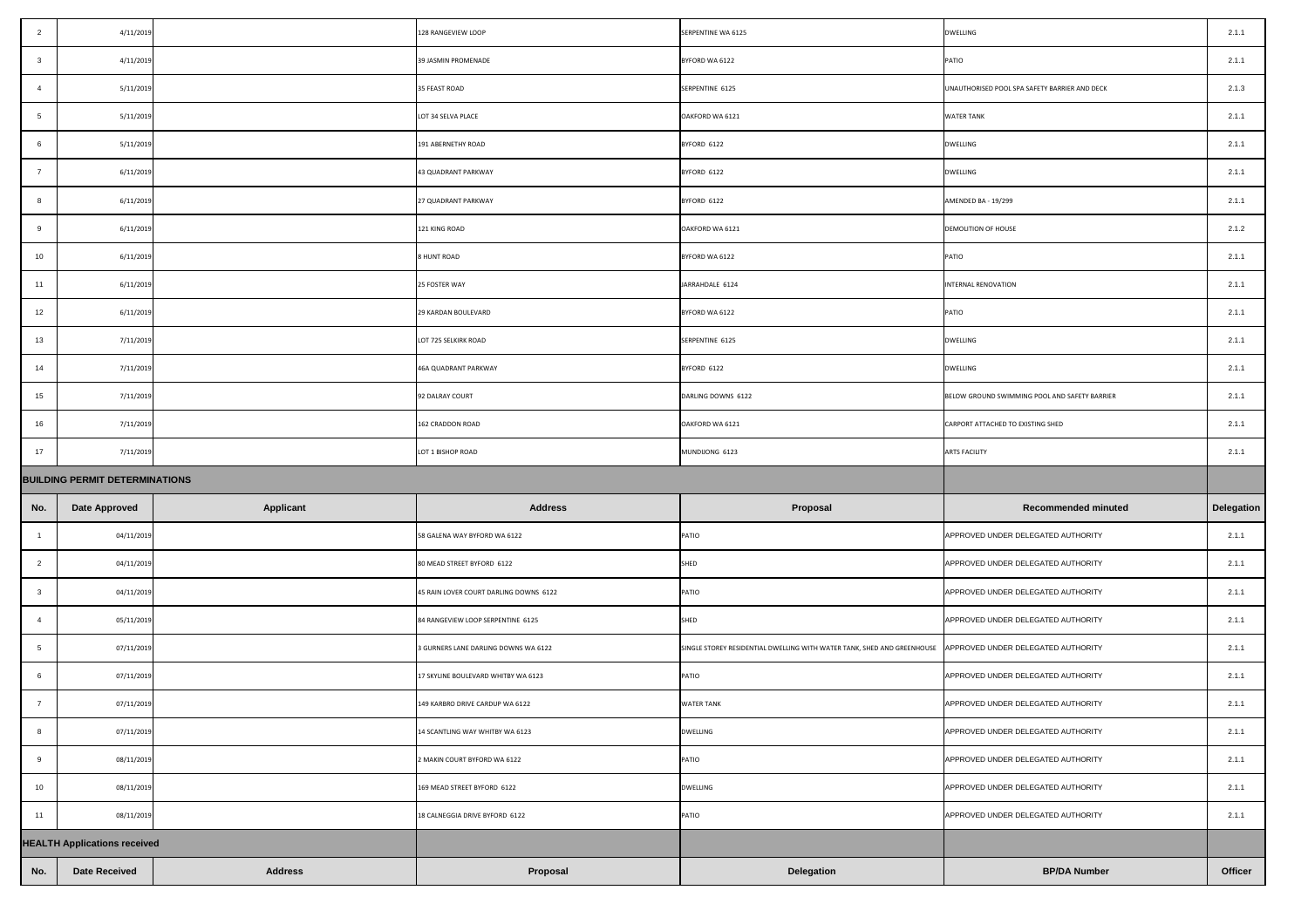| | | | | | | |
|---|---|---|---|---|---|---|
| 2 | 4/11/2019 | | 128 RANGEVIEW LOOP | SERPENTINE WA 6125 | DWELLING | 2.1.1 |
| 3 | 4/11/2019 | | 39 JASMIN PROMENADE | BYFORD WA 6122 | PATIO | 2.1.1 |
| 4 | 5/11/2019 | | 35 FEAST ROAD | SERPENTINE 6125 | UNAUTHORISED POOL SPA SAFETY BARRIER AND DECK | 2.1.3 |
| 5 | 5/11/2019 | | LOT 34 SELVA PLACE | OAKFORD WA 6121 | WATER TANK | 2.1.1 |
| 6 | 5/11/2019 | | 191 ABERNETHY ROAD | BYFORD 6122 | DWELLING | 2.1.1 |
| 7 | 6/11/2019 | | 43 QUADRANT PARKWAY | BYFORD 6122 | DWELLING | 2.1.1 |
| 8 | 6/11/2019 | | 27 QUADRANT PARKWAY | BYFORD 6122 | AMENDED BA - 19/299 | 2.1.1 |
| 9 | 6/11/2019 | | 121 KING ROAD | OAKFORD WA 6121 | DEMOLITION OF HOUSE | 2.1.2 |
| 10 | 6/11/2019 | | 8 HUNT ROAD | BYFORD WA 6122 | PATIO | 2.1.1 |
| 11 | 6/11/2019 | | 25 FOSTER WAY | JARRAHDALE 6124 | INTERNAL RENOVATION | 2.1.1 |
| 12 | 6/11/2019 | | 29 KARDAN BOULEVARD | BYFORD WA 6122 | PATIO | 2.1.1 |
| 13 | 7/11/2019 | | LOT 725 SELKIRK ROAD | SERPENTINE 6125 | DWELLING | 2.1.1 |
| 14 | 7/11/2019 | | 46A QUADRANT PARKWAY | BYFORD 6122 | DWELLING | 2.1.1 |
| 15 | 7/11/2019 | | 92 DALRAY COURT | DARLING DOWNS 6122 | BELOW GROUND SWIMMING POOL AND SAFETY BARRIER | 2.1.1 |
| 16 | 7/11/2019 | | 162 CRADDON ROAD | OAKFORD WA 6121 | CARPORT ATTACHED TO EXISTING SHED | 2.1.1 |
| 17 | 7/11/2019 | | LOT 1 BISHOP ROAD | MUNDIJONG 6123 | ARTS FACILITY | 2.1.1 |

**BUILDING PERMIT DETERMINATIONS**

| No. | Date Approved | Applicant | Address | Proposal | Recommended minuted | Delegation |
|---|---|---|---|---|---|---|
| 1 | 04/11/2019 | | 58 GALENA WAY BYFORD WA 6122 | PATIO | APPROVED UNDER DELEGATED AUTHORITY | 2.1.1 |
| 2 | 04/11/2019 | | 80 MEAD STREET BYFORD 6122 | SHED | APPROVED UNDER DELEGATED AUTHORITY | 2.1.1 |
| 3 | 04/11/2019 | | 45 RAIN LOVER COURT DARLING DOWNS 6122 | PATIO | APPROVED UNDER DELEGATED AUTHORITY | 2.1.1 |
| 4 | 05/11/2019 | | 84 RANGEVIEW LOOP SERPENTINE 6125 | SHED | APPROVED UNDER DELEGATED AUTHORITY | 2.1.1 |
| 5 | 07/11/2019 | | 3 GURNERS LANE DARLING DOWNS WA 6122 | SINGLE STOREY RESIDENTIAL DWELLING WITH WATER TANK, SHED AND GREENHOUSE | APPROVED UNDER DELEGATED AUTHORITY | 2.1.1 |
| 6 | 07/11/2019 | | 17 SKYLINE BOULEVARD WHITBY WA 6123 | PATIO | APPROVED UNDER DELEGATED AUTHORITY | 2.1.1 |
| 7 | 07/11/2019 | | 149 KARBRO DRIVE CARDUP WA 6122 | WATER TANK | APPROVED UNDER DELEGATED AUTHORITY | 2.1.1 |
| 8 | 07/11/2019 | | 14 SCANTLING WAY WHITBY WA 6123 | DWELLING | APPROVED UNDER DELEGATED AUTHORITY | 2.1.1 |
| 9 | 08/11/2019 | | 2 MAKIN COURT BYFORD WA 6122 | PATIO | APPROVED UNDER DELEGATED AUTHORITY | 2.1.1 |
| 10 | 08/11/2019 | | 169 MEAD STREET BYFORD 6122 | DWELLING | APPROVED UNDER DELEGATED AUTHORITY | 2.1.1 |
| 11 | 08/11/2019 | | 18 CALNEGGIA DRIVE BYFORD 6122 | PATIO | APPROVED UNDER DELEGATED AUTHORITY | 2.1.1 |

**HEALTH Applications received**

| No. | Date Received | Address | Proposal | Delegation | BP/DA Number | Officer |
|---|---|---|---|---|---|---|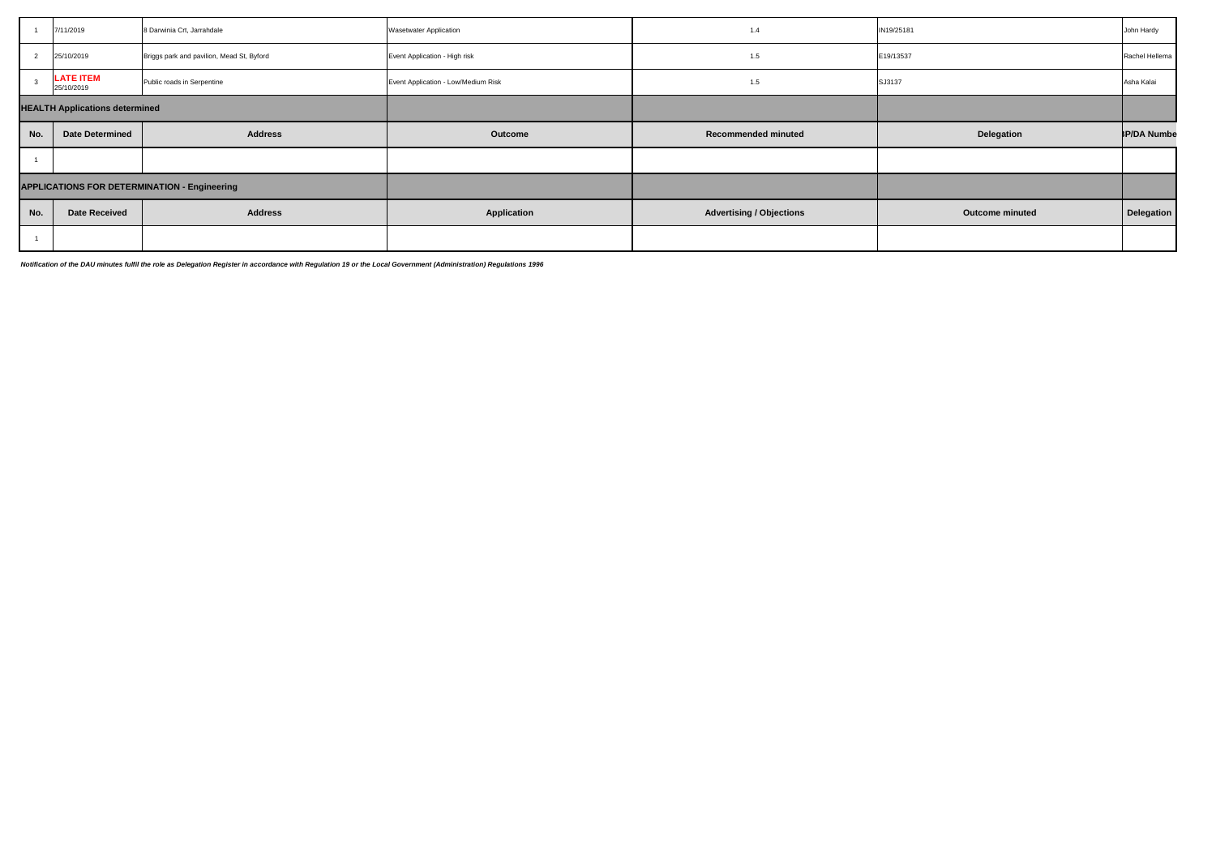| | | | | | | |
|---|---|---|---|---|---|---|
| 1 | 7/11/2019 | 8 Darwinia Crt, Jarrahdale | Wasetwater Application | 1.4 | IN19/25181 | John Hardy |
| 2 | 25/10/2019 | Briggs park and pavilion, Mead St, Byford | Event Application - High risk | 1.5 | E19/13537 | Rachel Hellema |
| 3 | **LATE ITEM** 25/10/2019 | Public roads in Serpentine | Event Application - Low/Medium Risk | 1.5 | SJ3137 | Asha Kalai |

**HEALTH Applications determined**

| No. | Date Determined | Address | Outcome | Recommended minuted | Delegation | BP/DA Numbe |
|---|---|---|---|---|---|---|
| 1 | | | | | | |

**APPLICATIONS FOR DETERMINATION - Engineering**

| No. | Date Received | Address | Application | Advertising / Objections | Outcome minuted | Delegation |
|---|---|---|---|---|---|---|
| 1 | | | | | | |

***Notification of the DAU minutes fulfil the role as Delegation Register in accordance with Regulation 19 or the Local Government (Administration) Regulations 1996***